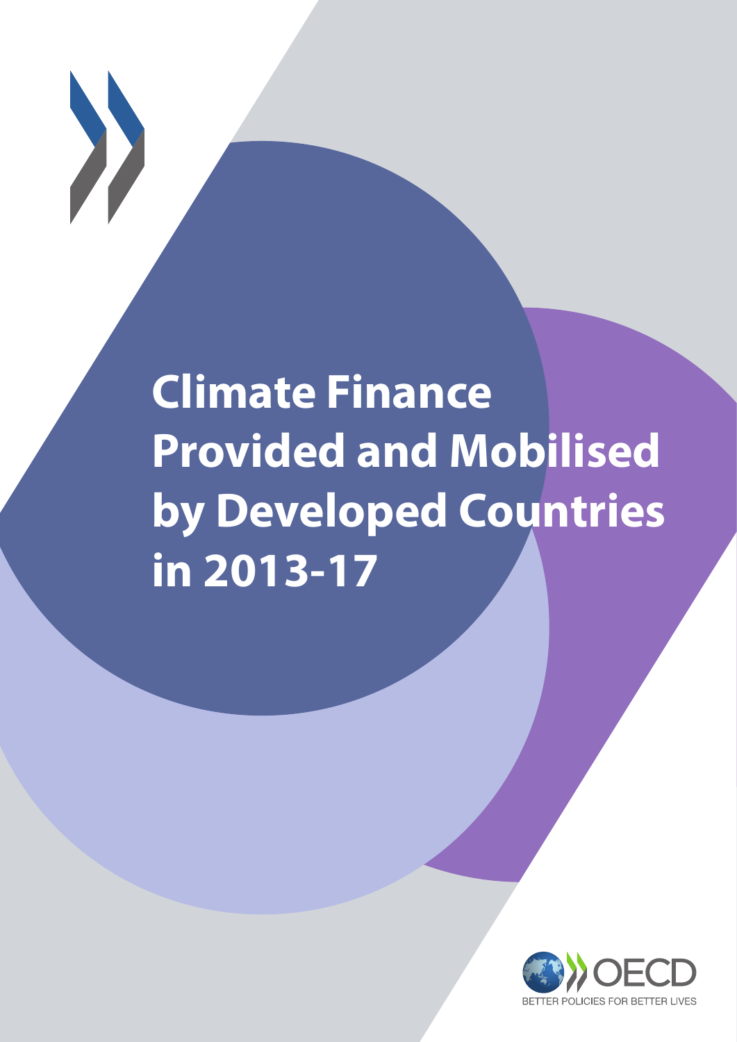# Climate Finance Provided and Mobilised by Developed Countries in 2013-17

OECD

BETTER POLICIES FOR BETTER LIVES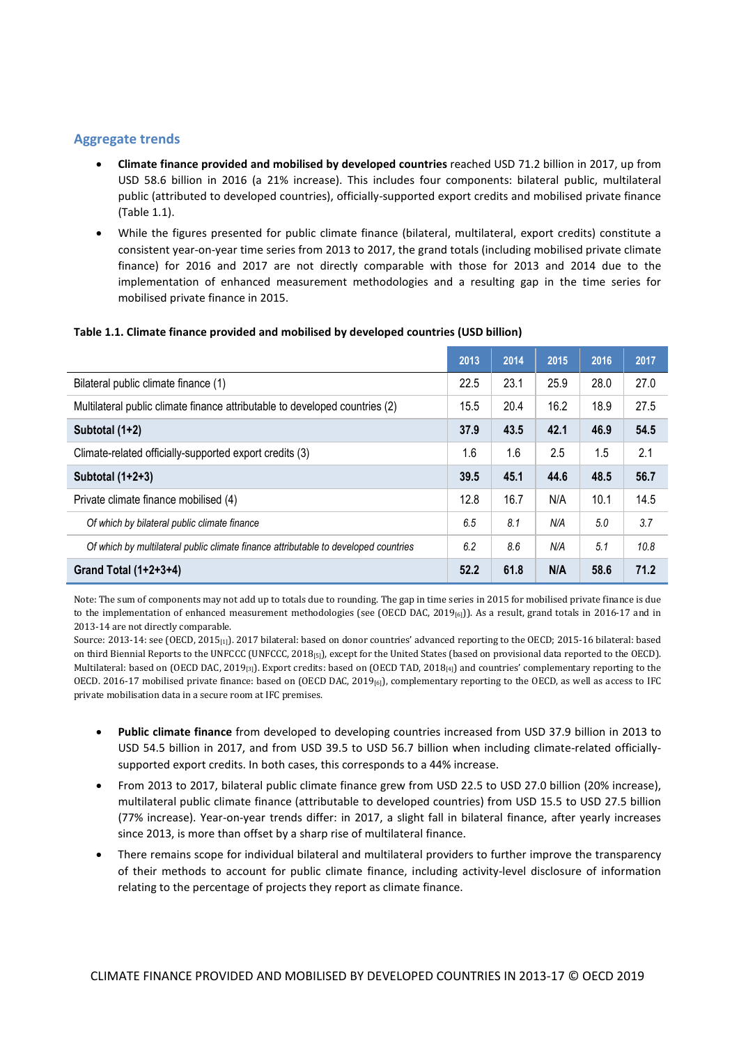## Aggregate trends

- **Climate finance provided and mobilised by developed countries** reached USD 71.2 billion in 2017, up from USD 58.6 billion in 2016 (a 21% increase). This includes four components: bilateral public, multilateral public (attributed to developed countries), officially-supported export credits and mobilised private finance (Table 1.1).
- While the figures presented for public climate finance (bilateral, multilateral, export credits) constitute a consistent year-on-year time series from 2013 to 2017, the grand totals (including mobilised private climate finance) for 2016 and 2017 are not directly comparable with those for 2013 and 2014 due to the implementation of enhanced measurement methodologies and a resulting gap in the time series for mobilised private finance in 2015.

**Table 1.1. Climate finance provided and mobilised by developed countries (USD billion)**

| | 2013 | 2014 | 2015 | 2016 | 2017 |
|---|---|---|---|---|---|
| Bilateral public climate finance (1) | 22.5 | 23.1 | 25.9 | 28.0 | 27.0 |
| Multilateral public climate finance attributable to developed countries (2) | 15.5 | 20.4 | 16.2 | 18.9 | 27.5 |
| **Subtotal (1+2)** | **37.9** | **43.5** | **42.1** | **46.9** | **54.5** |
| Climate-related officially-supported export credits (3) | 1.6 | 1.6 | 2.5 | 1.5 | 2.1 |
| **Subtotal (1+2+3)** | **39.5** | **45.1** | **44.6** | **48.5** | **56.7** |
| Private climate finance mobilised (4) | 12.8 | 16.7 | N/A | 10.1 | 14.5 |
| *Of which by bilateral public climate finance* | *6.5* | *8.1* | *N/A* | *5.0* | *3.7* |
| *Of which by multilateral public climate finance attributable to developed countries* | *6.2* | *8.6* | *N/A* | *5.1* | *10.8* |
| **Grand Total (1+2+3+4)** | **52.2** | **61.8** | **N/A** | **58.6** | **71.2** |

Note: The sum of components may not add up to totals due to rounding. The gap in time series in 2015 for mobilised private finance is due to the implementation of enhanced measurement methodologies (see (OECD DAC, 2019[6])). As a result, grand totals in 2016-17 and in 2013-14 are not directly comparable.

Source: 2013-14: see (OECD, 2015[1]). 2017 bilateral: based on donor countries' advanced reporting to the OECD; 2015-16 bilateral: based on third Biennial Reports to the UNFCCC (UNFCCC, 2018[5]), except for the United States (based on provisional data reported to the OECD). Multilateral: based on (OECD DAC, 2019[3]). Export credits: based on (OECD TAD, 2018[4]) and countries' complementary reporting to the OECD. 2016-17 mobilised private finance: based on (OECD DAC, 2019[6]), complementary reporting to the OECD, as well as access to IFC private mobilisation data in a secure room at IFC premises.

- **Public climate finance** from developed to developing countries increased from USD 37.9 billion in 2013 to USD 54.5 billion in 2017, and from USD 39.5 to USD 56.7 billion when including climate-related officially-supported export credits. In both cases, this corresponds to a 44% increase.
- From 2013 to 2017, bilateral public climate finance grew from USD 22.5 to USD 27.0 billion (20% increase), multilateral public climate finance (attributable to developed countries) from USD 15.5 to USD 27.5 billion (77% increase). Year-on-year trends differ: in 2017, a slight fall in bilateral finance, after yearly increases since 2013, is more than offset by a sharp rise of multilateral finance.
- There remains scope for individual bilateral and multilateral providers to further improve the transparency of their methods to account for public climate finance, including activity-level disclosure of information relating to the percentage of projects they report as climate finance.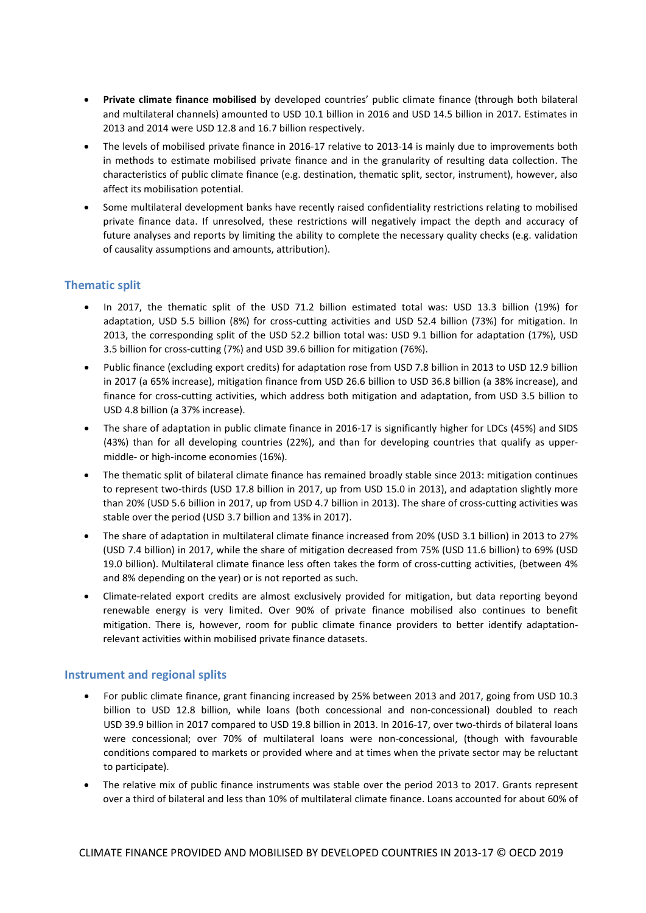- **Private climate finance mobilised** by developed countries' public climate finance (through both bilateral and multilateral channels) amounted to USD 10.1 billion in 2016 and USD 14.5 billion in 2017. Estimates in 2013 and 2014 were USD 12.8 and 16.7 billion respectively.
- The levels of mobilised private finance in 2016-17 relative to 2013-14 is mainly due to improvements both in methods to estimate mobilised private finance and in the granularity of resulting data collection. The characteristics of public climate finance (e.g. destination, thematic split, sector, instrument), however, also affect its mobilisation potential.
- Some multilateral development banks have recently raised confidentiality restrictions relating to mobilised private finance data. If unresolved, these restrictions will negatively impact the depth and accuracy of future analyses and reports by limiting the ability to complete the necessary quality checks (e.g. validation of causality assumptions and amounts, attribution).

## Thematic split

- In 2017, the thematic split of the USD 71.2 billion estimated total was: USD 13.3 billion (19%) for adaptation, USD 5.5 billion (8%) for cross-cutting activities and USD 52.4 billion (73%) for mitigation. In 2013, the corresponding split of the USD 52.2 billion total was: USD 9.1 billion for adaptation (17%), USD 3.5 billion for cross-cutting (7%) and USD 39.6 billion for mitigation (76%).
- Public finance (excluding export credits) for adaptation rose from USD 7.8 billion in 2013 to USD 12.9 billion in 2017 (a 65% increase), mitigation finance from USD 26.6 billion to USD 36.8 billion (a 38% increase), and finance for cross-cutting activities, which address both mitigation and adaptation, from USD 3.5 billion to USD 4.8 billion (a 37% increase).
- The share of adaptation in public climate finance in 2016-17 is significantly higher for LDCs (45%) and SIDS (43%) than for all developing countries (22%), and than for developing countries that qualify as upper-middle- or high-income economies (16%).
- The thematic split of bilateral climate finance has remained broadly stable since 2013: mitigation continues to represent two-thirds (USD 17.8 billion in 2017, up from USD 15.0 in 2013), and adaptation slightly more than 20% (USD 5.6 billion in 2017, up from USD 4.7 billion in 2013). The share of cross-cutting activities was stable over the period (USD 3.7 billion and 13% in 2017).
- The share of adaptation in multilateral climate finance increased from 20% (USD 3.1 billion) in 2013 to 27% (USD 7.4 billion) in 2017, while the share of mitigation decreased from 75% (USD 11.6 billion) to 69% (USD 19.0 billion). Multilateral climate finance less often takes the form of cross-cutting activities, (between 4% and 8% depending on the year) or is not reported as such.
- Climate-related export credits are almost exclusively provided for mitigation, but data reporting beyond renewable energy is very limited. Over 90% of private finance mobilised also continues to benefit mitigation. There is, however, room for public climate finance providers to better identify adaptation-relevant activities within mobilised private finance datasets.

## Instrument and regional splits

- For public climate finance, grant financing increased by 25% between 2013 and 2017, going from USD 10.3 billion to USD 12.8 billion, while loans (both concessional and non-concessional) doubled to reach USD 39.9 billion in 2017 compared to USD 19.8 billion in 2013. In 2016-17, over two-thirds of bilateral loans were concessional; over 70% of multilateral loans were non-concessional, (though with favourable conditions compared to markets or provided where and at times when the private sector may be reluctant to participate).
- The relative mix of public finance instruments was stable over the period 2013 to 2017. Grants represent over a third of bilateral and less than 10% of multilateral climate finance. Loans accounted for about 60% of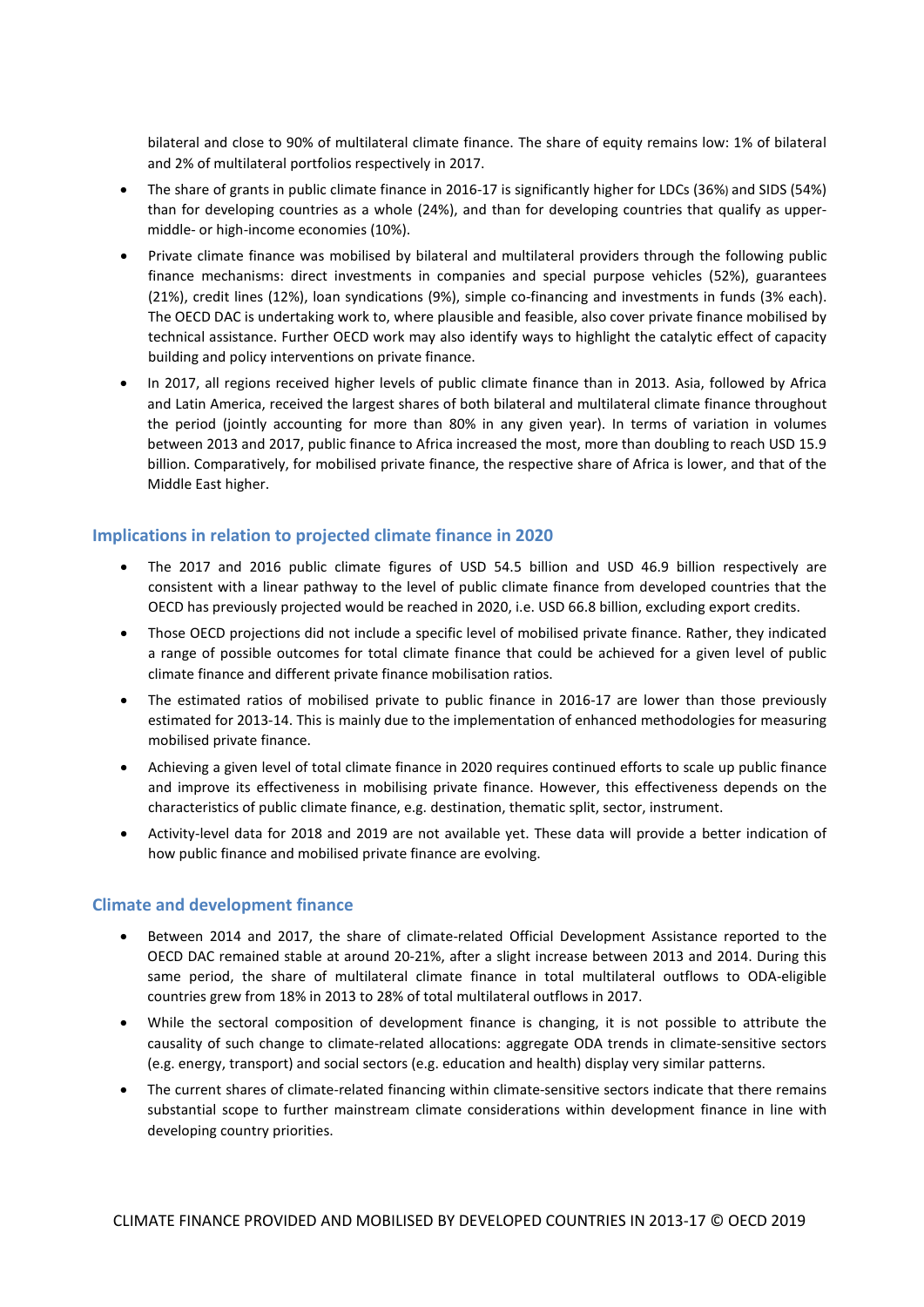bilateral and close to 90% of multilateral climate finance. The share of equity remains low: 1% of bilateral and 2% of multilateral portfolios respectively in 2017.

- The share of grants in public climate finance in 2016-17 is significantly higher for LDCs (36%) and SIDS (54%) than for developing countries as a whole (24%), and than for developing countries that qualify as upper-middle- or high-income economies (10%).
- Private climate finance was mobilised by bilateral and multilateral providers through the following public finance mechanisms: direct investments in companies and special purpose vehicles (52%), guarantees (21%), credit lines (12%), loan syndications (9%), simple co-financing and investments in funds (3% each). The OECD DAC is undertaking work to, where plausible and feasible, also cover private finance mobilised by technical assistance. Further OECD work may also identify ways to highlight the catalytic effect of capacity building and policy interventions on private finance.
- In 2017, all regions received higher levels of public climate finance than in 2013. Asia, followed by Africa and Latin America, received the largest shares of both bilateral and multilateral climate finance throughout the period (jointly accounting for more than 80% in any given year). In terms of variation in volumes between 2013 and 2017, public finance to Africa increased the most, more than doubling to reach USD 15.9 billion. Comparatively, for mobilised private finance, the respective share of Africa is lower, and that of the Middle East higher.

## Implications in relation to projected climate finance in 2020

- The 2017 and 2016 public climate figures of USD 54.5 billion and USD 46.9 billion respectively are consistent with a linear pathway to the level of public climate finance from developed countries that the OECD has previously projected would be reached in 2020, i.e. USD 66.8 billion, excluding export credits.
- Those OECD projections did not include a specific level of mobilised private finance. Rather, they indicated a range of possible outcomes for total climate finance that could be achieved for a given level of public climate finance and different private finance mobilisation ratios.
- The estimated ratios of mobilised private to public finance in 2016-17 are lower than those previously estimated for 2013-14. This is mainly due to the implementation of enhanced methodologies for measuring mobilised private finance.
- Achieving a given level of total climate finance in 2020 requires continued efforts to scale up public finance and improve its effectiveness in mobilising private finance. However, this effectiveness depends on the characteristics of public climate finance, e.g. destination, thematic split, sector, instrument.
- Activity-level data for 2018 and 2019 are not available yet. These data will provide a better indication of how public finance and mobilised private finance are evolving.

## Climate and development finance

- Between 2014 and 2017, the share of climate-related Official Development Assistance reported to the OECD DAC remained stable at around 20-21%, after a slight increase between 2013 and 2014. During this same period, the share of multilateral climate finance in total multilateral outflows to ODA-eligible countries grew from 18% in 2013 to 28% of total multilateral outflows in 2017.
- While the sectoral composition of development finance is changing, it is not possible to attribute the causality of such change to climate-related allocations: aggregate ODA trends in climate-sensitive sectors (e.g. energy, transport) and social sectors (e.g. education and health) display very similar patterns.
- The current shares of climate-related financing within climate-sensitive sectors indicate that there remains substantial scope to further mainstream climate considerations within development finance in line with developing country priorities.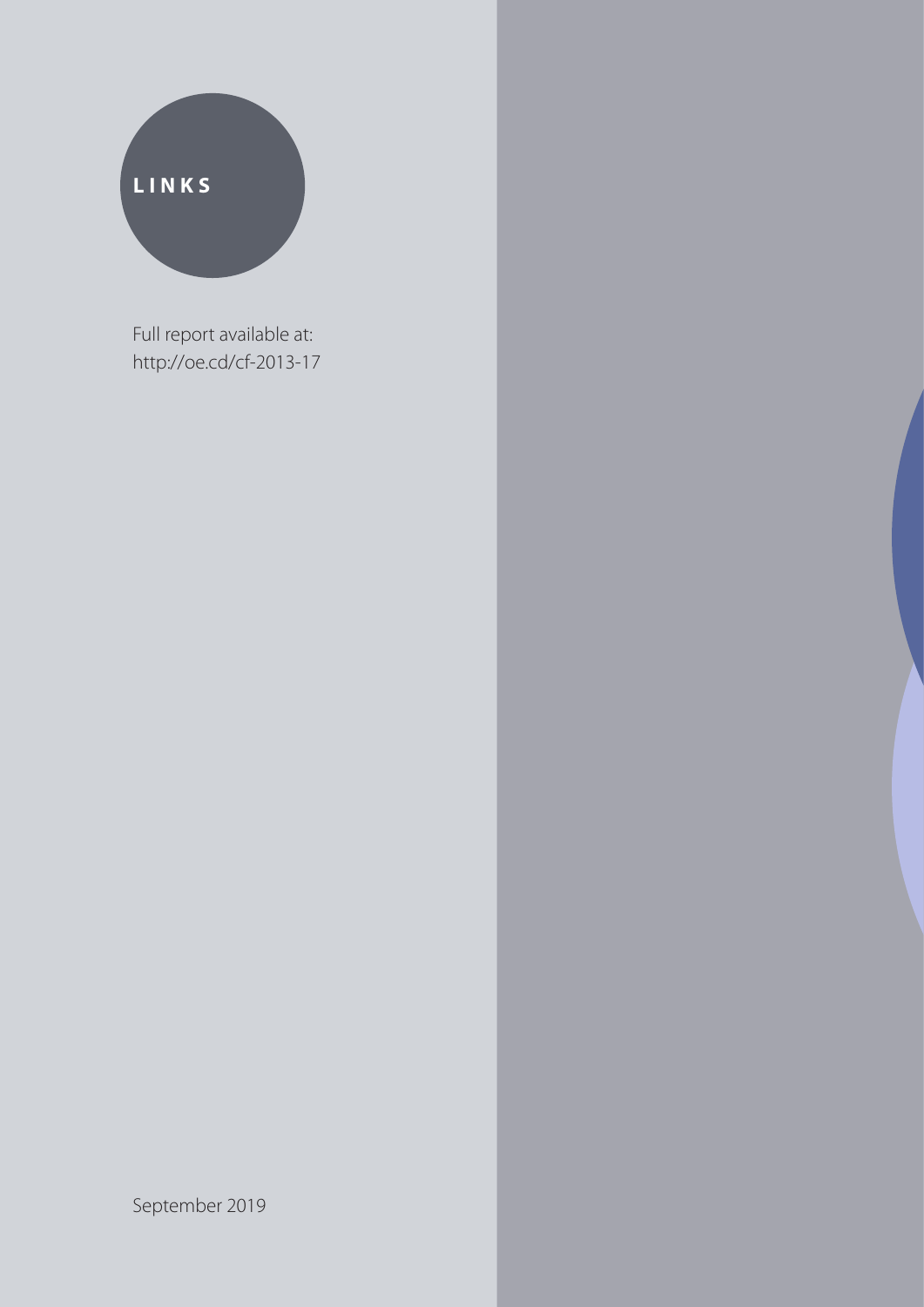## LINKS

Full report available at:
http://oe.cd/cf-2013-17

September 2019